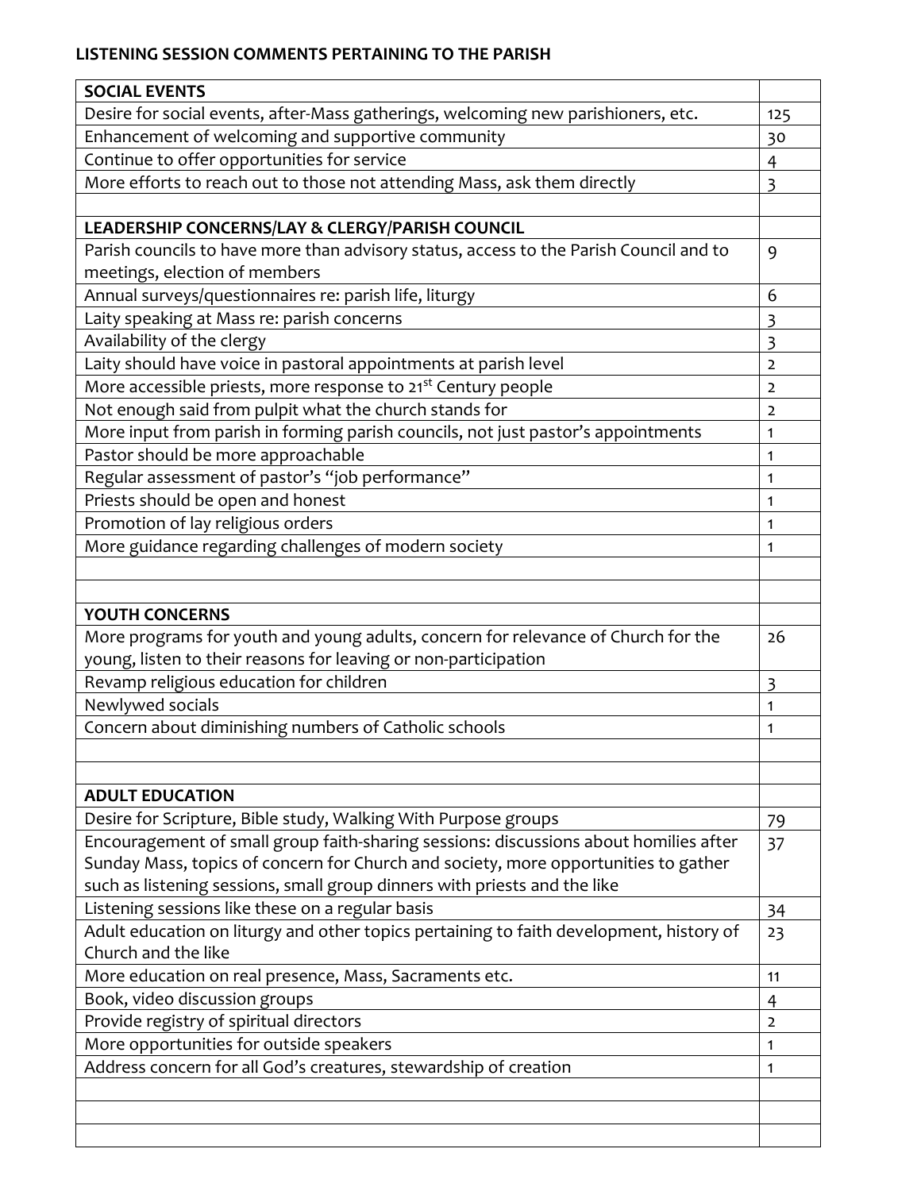## LISTENING SESSION COMMENTS PERTAINING TO THE PARISH

| **SOCIAL EVENTS** | |
|---|---|
| Desire for social events, after-Mass gatherings, welcoming new parishioners, etc. | 125 |
| Enhancement of welcoming and supportive community | 30 |
| Continue to offer opportunities for service | 4 |
| More efforts to reach out to those not attending Mass, ask them directly | 3 |
| | |
| **LEADERSHIP CONCERNS/LAY & CLERGY/PARISH COUNCIL** | |
| Parish councils to have more than advisory status, access to the Parish Council and to meetings, election of members | 9 |
| Annual surveys/questionnaires re: parish life, liturgy | 6 |
| Laity speaking at Mass re: parish concerns | 3 |
| Availability of the clergy | 3 |
| Laity should have voice in pastoral appointments at parish level | 2 |
| More accessible priests, more response to 21st Century people | 2 |
| Not enough said from pulpit what the church stands for | 2 |
| More input from parish in forming parish councils, not just pastor's appointments | 1 |
| Pastor should be more approachable | 1 |
| Regular assessment of pastor's "job performance" | 1 |
| Priests should be open and honest | 1 |
| Promotion of lay religious orders | 1 |
| More guidance regarding challenges of modern society | 1 |
| | |
| | |
| **YOUTH CONCERNS** | |
| More programs for youth and young adults, concern for relevance of Church for the young, listen to their reasons for leaving or non-participation | 26 |
| Revamp religious education for children | 3 |
| Newlywed socials | 1 |
| Concern about diminishing numbers of Catholic schools | 1 |
| | |
| | |
| **ADULT EDUCATION** | |
| Desire for Scripture, Bible study, Walking With Purpose groups | 79 |
| Encouragement of small group faith-sharing sessions: discussions about homilies after Sunday Mass, topics of concern for Church and society, more opportunities to gather such as listening sessions, small group dinners with priests and the like | 37 |
| Listening sessions like these on a regular basis | 34 |
| Adult education on liturgy and other topics pertaining to faith development, history of Church and the like | 23 |
| More education on real presence, Mass, Sacraments etc. | 11 |
| Book, video discussion groups | 4 |
| Provide registry of spiritual directors | 2 |
| More opportunities for outside speakers | 1 |
| Address concern for all God's creatures, stewardship of creation | 1 |
| | |
| | |
| | |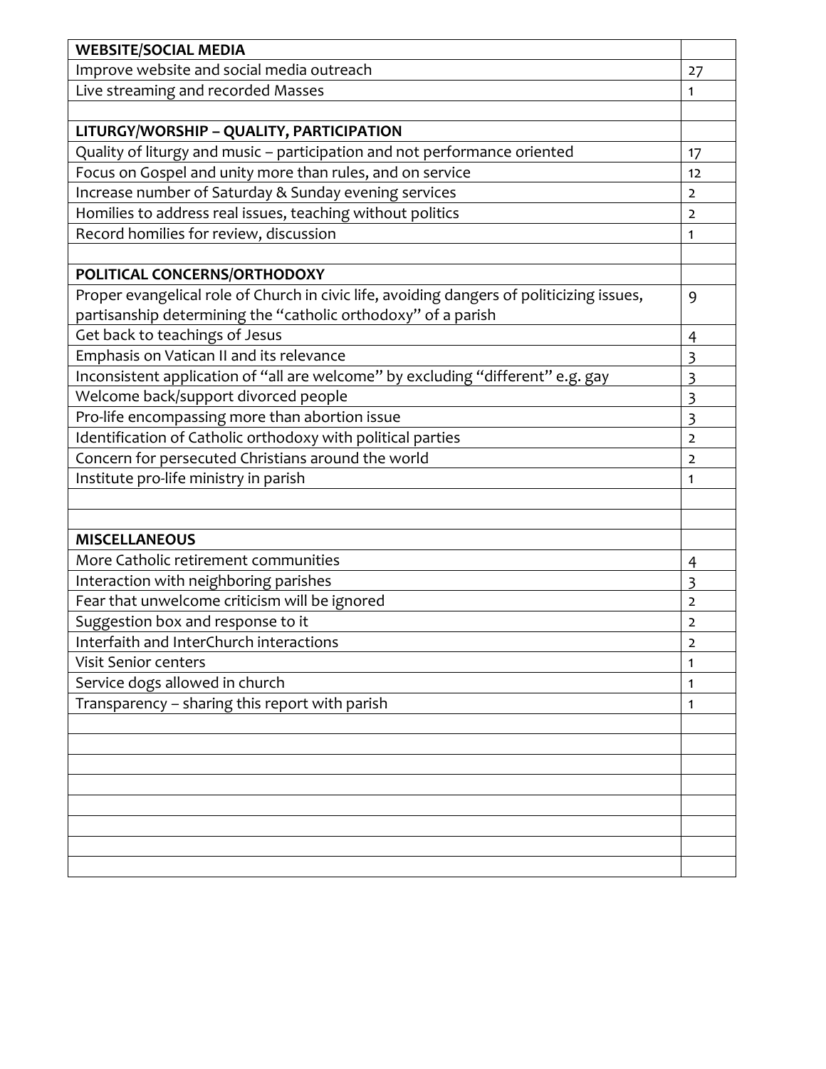| | |
|---|---|
| **WEBSITE/SOCIAL MEDIA** | |
| Improve website and social media outreach | 27 |
| Live streaming and recorded Masses | 1 |
| | |
| **LITURGY/WORSHIP – QUALITY, PARTICIPATION** | |
| Quality of liturgy and music – participation and not performance oriented | 17 |
| Focus on Gospel and unity more than rules, and on service | 12 |
| Increase number of Saturday & Sunday evening services | 2 |
| Homilies to address real issues, teaching without politics | 2 |
| Record homilies for review, discussion | 1 |
| | |
| **POLITICAL CONCERNS/ORTHODOXY** | |
| Proper evangelical role of Church in civic life, avoiding dangers of politicizing issues, partisanship determining the "catholic orthodoxy" of a parish | 9 |
| Get back to teachings of Jesus | 4 |
| Emphasis on Vatican II and its relevance | 3 |
| Inconsistent application of "all are welcome" by excluding "different" e.g. gay | 3 |
| Welcome back/support divorced people | 3 |
| Pro-life encompassing more than abortion issue | 3 |
| Identification of Catholic orthodoxy with political parties | 2 |
| Concern for persecuted Christians around the world | 2 |
| Institute pro-life ministry in parish | 1 |
| | |
| | |
| **MISCELLANEOUS** | |
| More Catholic retirement communities | 4 |
| Interaction with neighboring parishes | 3 |
| Fear that unwelcome criticism will be ignored | 2 |
| Suggestion box and response to it | 2 |
| Interfaith and InterChurch interactions | 2 |
| Visit Senior centers | 1 |
| Service dogs allowed in church | 1 |
| Transparency – sharing this report with parish | 1 |